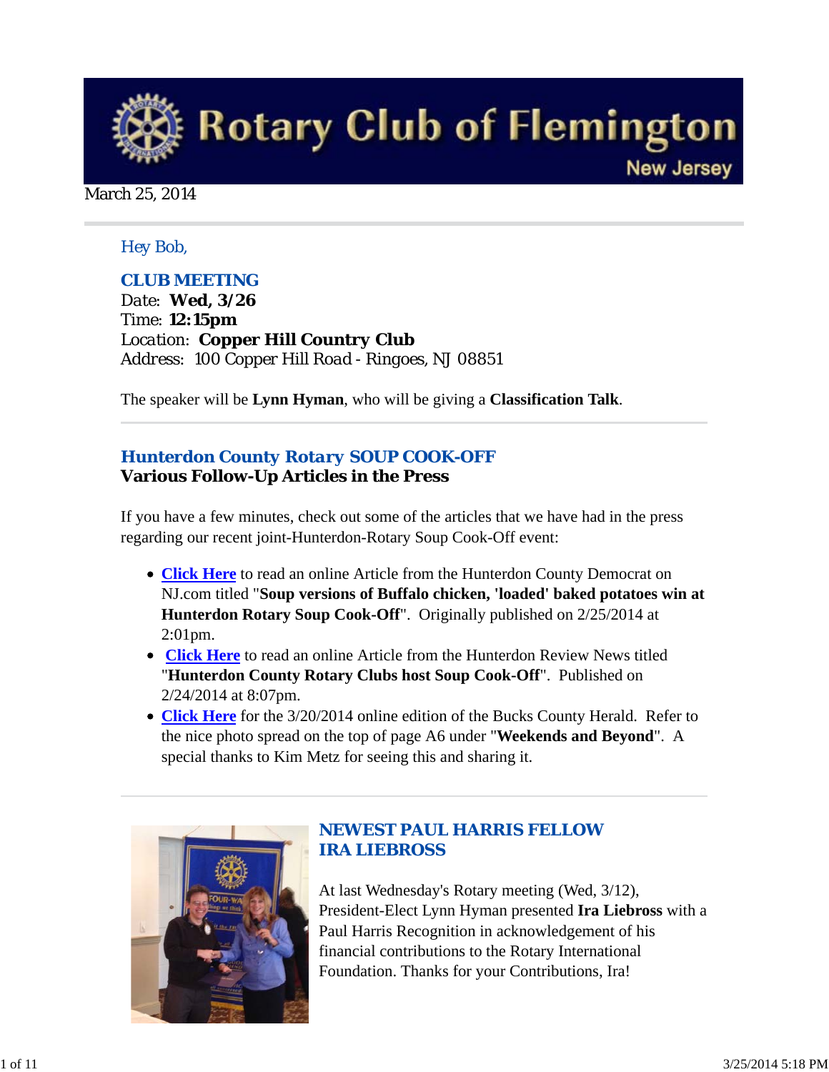# Rotary Club of Flemington

New Jersey

March 25, 2014

*Hey Bob,*

## CLUB MEETING

Date: **Wed, 3/26**
Time: **12:15pm**
Location: **Copper Hill Country Club**
Address: 100 Copper Hill Road - Ringoes, NJ 08851

The speaker will be **Lynn Hyman**, who will be giving a **Classification Talk**.

---

## Hunterdon County Rotary SOUP COOK-OFF
### Various Follow-Up Articles in the Press

If you have a few minutes, check out some of the articles that we have had in the press regarding our recent joint-Hunterdon-Rotary Soup Cook-Off event:

- **Click Here** to read an online Article from the Hunterdon County Democrat on NJ.com titled "**Soup versions of Buffalo chicken, 'loaded' baked potatoes win at Hunterdon Rotary Soup Cook-Off**". Originally published on 2/25/2014 at 2:01pm.
- **Click Here** to read an online Article from the Hunterdon Review News titled "**Hunterdon County Rotary Clubs host Soup Cook-Off**". Published on 2/24/2014 at 8:07pm.
- **Click Here** for the 3/20/2014 online edition of the Bucks County Herald. Refer to the nice photo spread on the top of page A6 under "**Weekends and Beyond**". A special thanks to Kim Metz for seeing this and sharing it.

---

## NEWEST PAUL HARRIS FELLOW
## IRA LIEBROSS

At last Wednesday's Rotary meeting (Wed, 3/12), President-Elect Lynn Hyman presented **Ira Liebross** with a Paul Harris Recognition in acknowledgement of his financial contributions to the Rotary International Foundation. Thanks for your Contributions, Ira!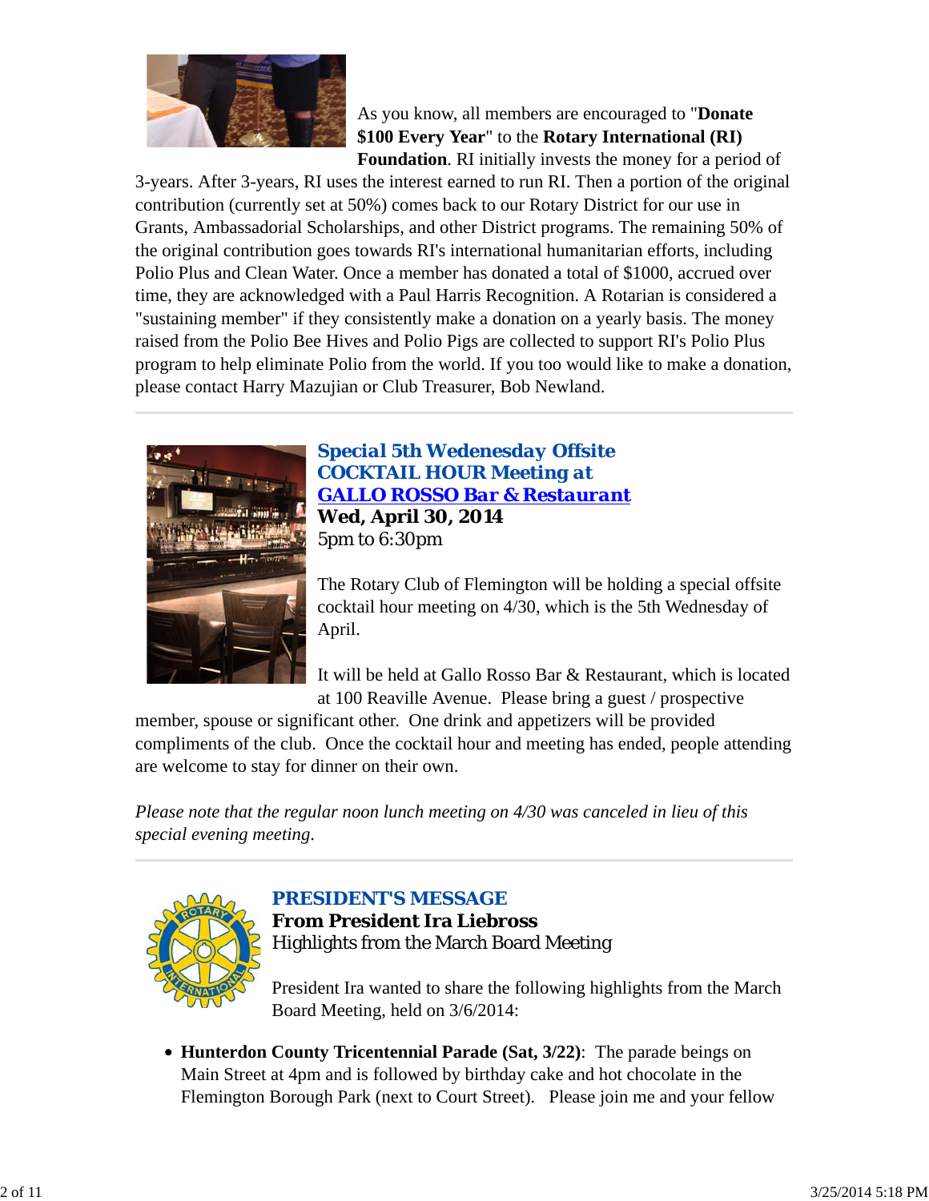As you know, all members are encouraged to "**Donate $100 Every Year**" to the **Rotary International (RI) Foundation**. RI initially invests the money for a period of 3-years. After 3-years, RI uses the interest earned to run RI. Then a portion of the original contribution (currently set at 50%) comes back to our Rotary District for our use in Grants, Ambassadorial Scholarships, and other District programs. The remaining 50% of the original contribution goes towards RI's international humanitarian efforts, including Polio Plus and Clean Water. Once a member has donated a total of $1000, accrued over time, they are acknowledged with a Paul Harris Recognition. A Rotarian is considered a "sustaining member" if they consistently make a donation on a yearly basis. The money raised from the Polio Bee Hives and Polio Pigs are collected to support RI's Polio Plus program to help eliminate Polio from the world. If you too would like to make a donation, please contact Harry Mazujian or Club Treasurer, Bob Newland.

---

## Special 5th Wedenesday Offsite COCKTAIL HOUR Meeting at GALLO ROSSO Bar & Restaurant

**Wed, April 30, 2014**
5pm to 6:30pm

The Rotary Club of Flemington will be holding a special offsite cocktail hour meeting on 4/30, which is the 5th Wednesday of April.

It will be held at Gallo Rosso Bar & Restaurant, which is located at 100 Reaville Avenue. Please bring a guest / prospective member, spouse or significant other. One drink and appetizers will be provided compliments of the club. Once the cocktail hour and meeting has ended, people attending are welcome to stay for dinner on their own.

*Please note that the regular noon lunch meeting on 4/30 was canceled in lieu of this special evening meeting.*

---

## PRESIDENT'S MESSAGE

**From President Ira Liebross**
Highlights from the March Board Meeting

President Ira wanted to share the following highlights from the March Board Meeting, held on 3/6/2014:

- **Hunterdon County Tricentennial Parade (Sat, 3/22)**: The parade beings on Main Street at 4pm and is followed by birthday cake and hot chocolate in the Flemington Borough Park (next to Court Street). Please join me and your fellow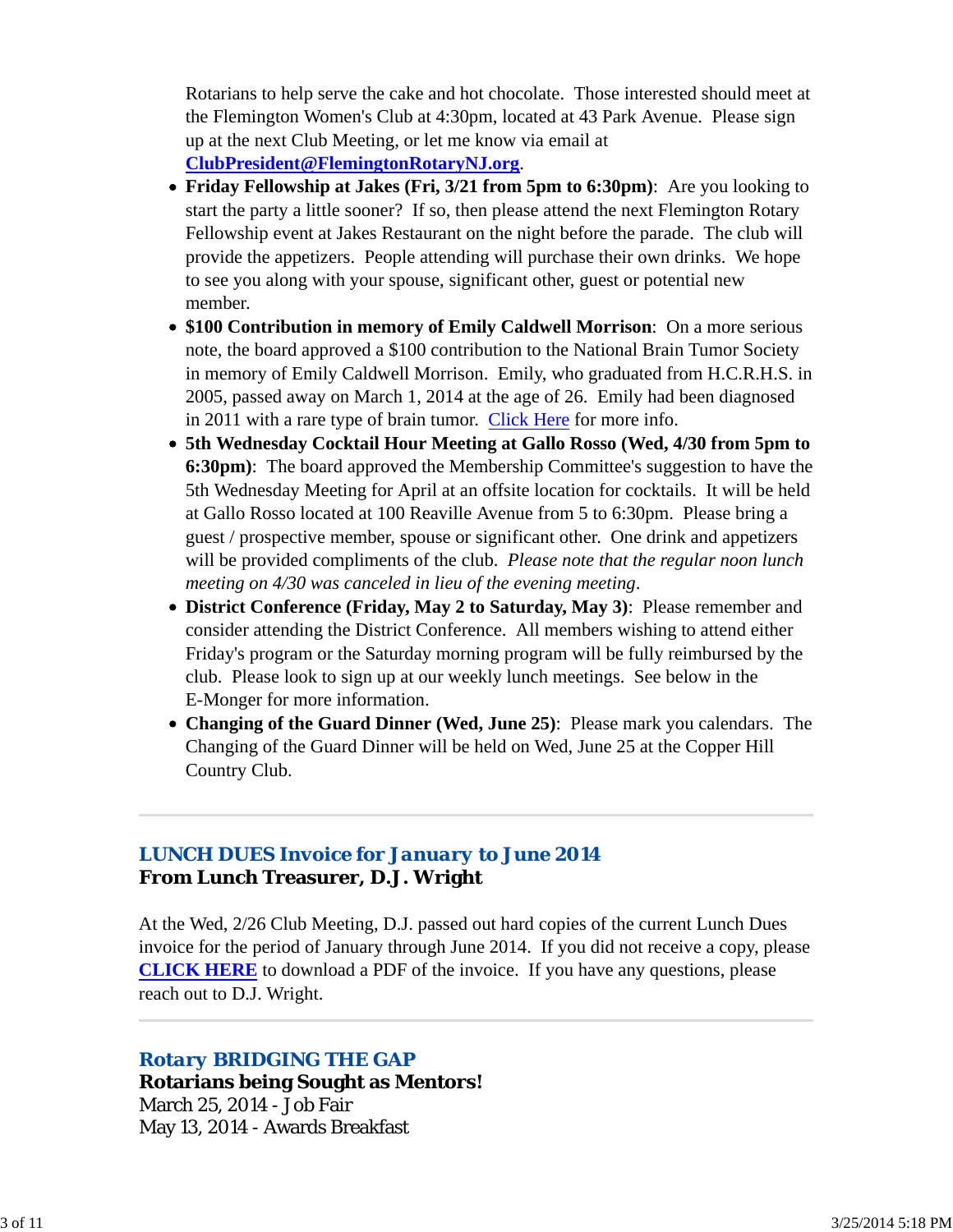Rotarians to help serve the cake and hot chocolate.  Those interested should meet at the Flemington Women's Club at 4:30pm, located at 43 Park Avenue.  Please sign up at the next Club Meeting, or let me know via email at **ClubPresident@FlemingtonRotaryNJ.org**.

- **Friday Fellowship at Jakes (Fri, 3/21 from 5pm to 6:30pm)**:  Are you looking to start the party a little sooner?  If so, then please attend the next Flemington Rotary Fellowship event at Jakes Restaurant on the night before the parade.  The club will provide the appetizers.  People attending will purchase their own drinks.  We hope to see you along with your spouse, significant other, guest or potential new member.
- **$100 Contribution in memory of Emily Caldwell Morrison**:  On a more serious note, the board approved a $100 contribution to the National Brain Tumor Society in memory of Emily Caldwell Morrison.  Emily, who graduated from H.C.R.H.S. in 2005, passed away on March 1, 2014 at the age of 26.  Emily had been diagnosed in 2011 with a rare type of brain tumor.  Click Here for more info.
- **5th Wednesday Cocktail Hour Meeting at Gallo Rosso (Wed, 4/30 from 5pm to 6:30pm)**:  The board approved the Membership Committee's suggestion to have the 5th Wednesday Meeting for April at an offsite location for cocktails.  It will be held at Gallo Rosso located at 100 Reaville Avenue from 5 to 6:30pm.  Please bring a guest / prospective member, spouse or significant other.  One drink and appetizers will be provided compliments of the club.  *Please note that the regular noon lunch meeting on 4/30 was canceled in lieu of the evening meeting*.
- **District Conference (Friday, May 2 to Saturday, May 3)**:  Please remember and consider attending the District Conference.  All members wishing to attend either Friday's program or the Saturday morning program will be fully reimbursed by the club.  Please look to sign up at our weekly lunch meetings.  See below in the E-Monger for more information.
- **Changing of the Guard Dinner (Wed, June 25)**:  Please mark you calendars.  The Changing of the Guard Dinner will be held on Wed, June 25 at the Copper Hill Country Club.

---

### LUNCH DUES Invoice for January to June 2014
**From Lunch Treasurer, D.J. Wright**

At the Wed, 2/26 Club Meeting, D.J. passed out hard copies of the current Lunch Dues invoice for the period of January through June 2014.  If you did not receive a copy, please **CLICK HERE** to download a PDF of the invoice.  If you have any questions, please reach out to D.J. Wright.

---

### Rotary BRIDGING THE GAP
**Rotarians being Sought as Mentors!**
March 25, 2014 - Job Fair
May 13, 2014 - Awards Breakfast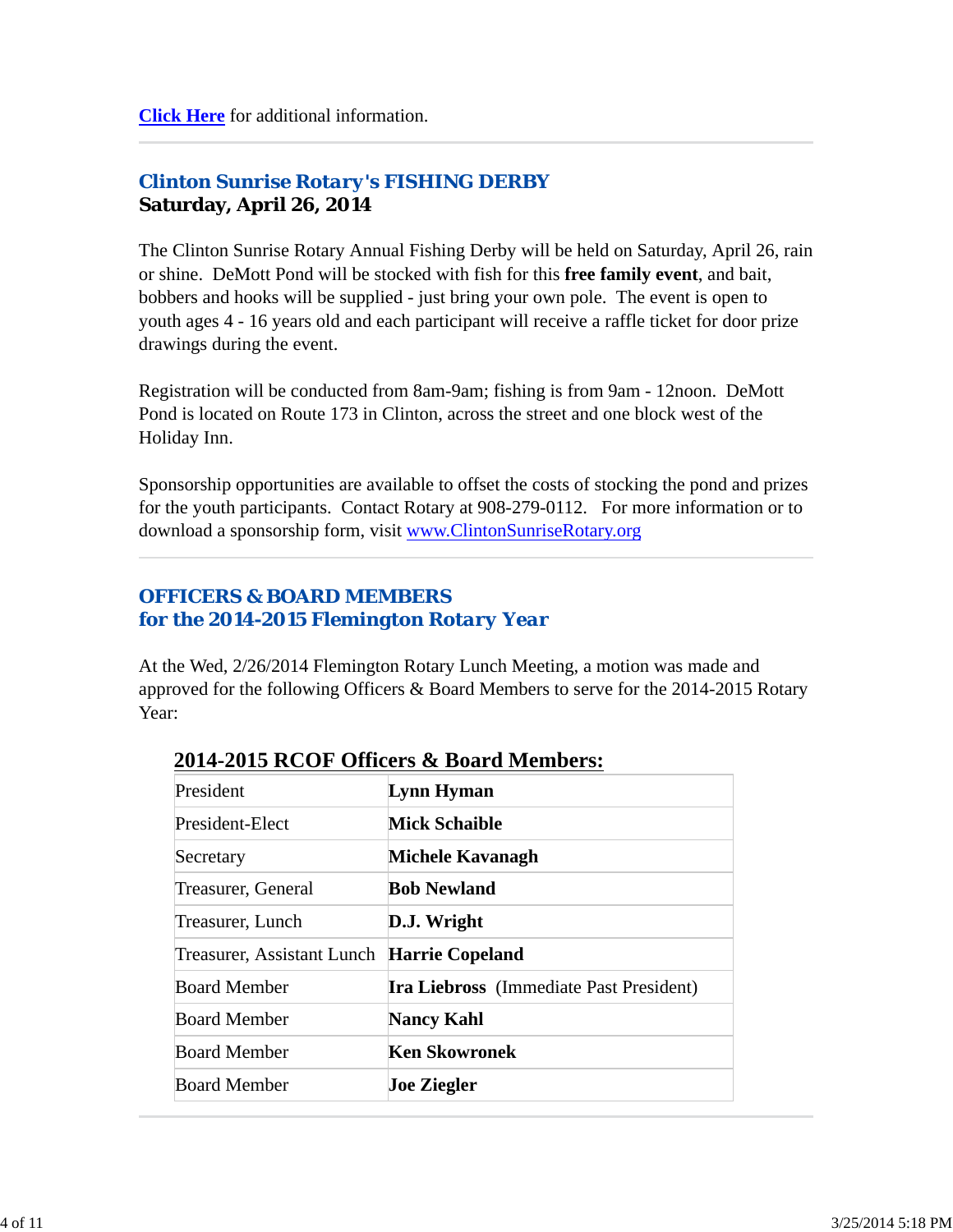**Click Here** for additional information.

---

## Clinton Sunrise Rotary's FISHING DERBY
**Saturday, April 26, 2014**

The Clinton Sunrise Rotary Annual Fishing Derby will be held on Saturday, April 26, rain or shine. DeMott Pond will be stocked with fish for this **free family event**, and bait, bobbers and hooks will be supplied - just bring your own pole. The event is open to youth ages 4 - 16 years old and each participant will receive a raffle ticket for door prize drawings during the event.

Registration will be conducted from 8am-9am; fishing is from 9am - 12noon. DeMott Pond is located on Route 173 in Clinton, across the street and one block west of the Holiday Inn.

Sponsorship opportunities are available to offset the costs of stocking the pond and prizes for the youth participants. Contact Rotary at 908-279-0112. For more information or to download a sponsorship form, visit www.ClintonSunriseRotary.org

---

## OFFICERS & BOARD MEMBERS for the 2014-2015 Flemington Rotary Year

At the Wed, 2/26/2014 Flemington Rotary Lunch Meeting, a motion was made and approved for the following Officers & Board Members to serve for the 2014-2015 Rotary Year:

**2014-2015 RCOF Officers & Board Members:**

| | |
|---|---|
| President | **Lynn Hyman** |
| President-Elect | **Mick Schaible** |
| Secretary | **Michele Kavanagh** |
| Treasurer, General | **Bob Newland** |
| Treasurer, Lunch | **D.J. Wright** |
| Treasurer, Assistant Lunch | **Harrie Copeland** |
| Board Member | **Ira Liebross** (Immediate Past President) |
| Board Member | **Nancy Kahl** |
| Board Member | **Ken Skowronek** |
| Board Member | **Joe Ziegler** |

---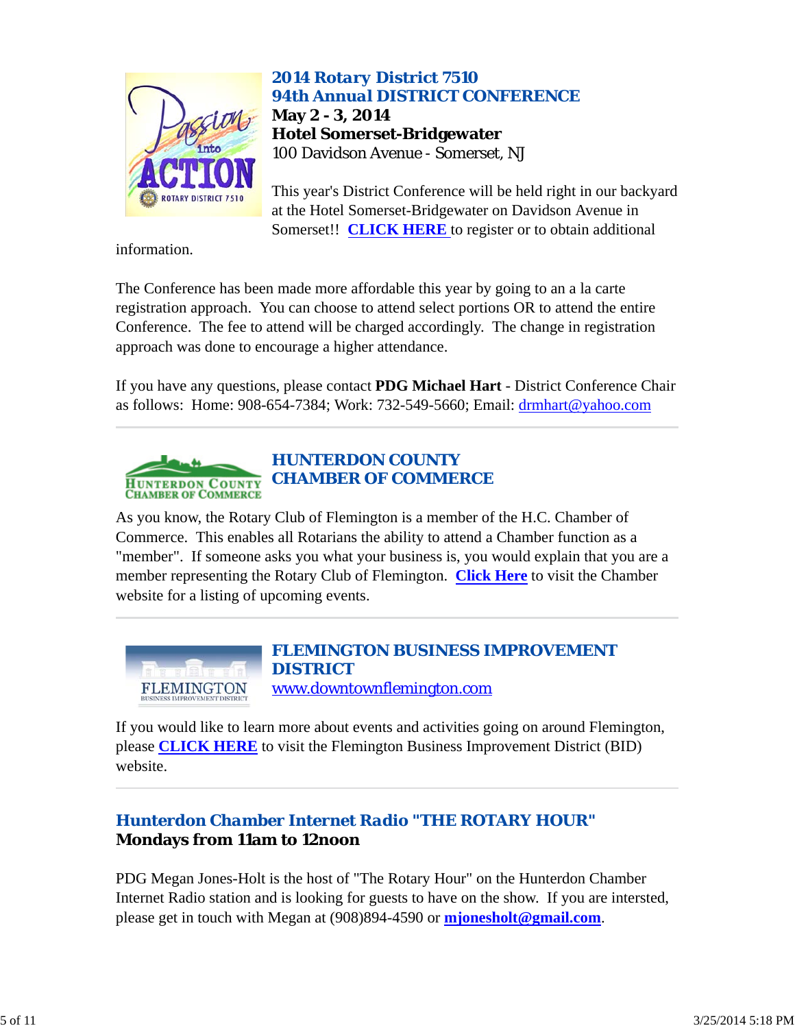## 2014 Rotary District 7510
## 94th Annual DISTRICT CONFERENCE

**May 2 - 3, 2014**
**Hotel Somerset-Bridgewater**
100 Davidson Avenue - Somerset, NJ

This year's District Conference will be held right in our backyard at the Hotel Somerset-Bridgewater on Davidson Avenue in Somerset!! **CLICK HERE** to register or to obtain additional information.

The Conference has been made more affordable this year by going to an a la carte registration approach. You can choose to attend select portions OR to attend the entire Conference. The fee to attend will be charged accordingly. The change in registration approach was done to encourage a higher attendance.

If you have any questions, please contact **PDG Michael Hart** - District Conference Chair as follows: Home: 908-654-7384; Work: 732-549-5660; Email: drmhart@yahoo.com

---

## HUNTERDON COUNTY CHAMBER OF COMMERCE

As you know, the Rotary Club of Flemington is a member of the H.C. Chamber of Commerce. This enables all Rotarians the ability to attend a Chamber function as a "member". If someone asks you what your business is, you would explain that you are a member representing the Rotary Club of Flemington. **Click Here** to visit the Chamber website for a listing of upcoming events.

---

## FLEMINGTON BUSINESS IMPROVEMENT DISTRICT

www.downtownflemington.com

If you would like to learn more about events and activities going on around Flemington, please **CLICK HERE** to visit the Flemington Business Improvement District (BID) website.

---

## Hunterdon Chamber Internet Radio "THE ROTARY HOUR"

**Mondays from 11am to 12noon**

PDG Megan Jones-Holt is the host of "The Rotary Hour" on the Hunterdon Chamber Internet Radio station and is looking for guests to have on the show. If you are intersted, please get in touch with Megan at (908)894-4590 or **mjonesholt@gmail.com**.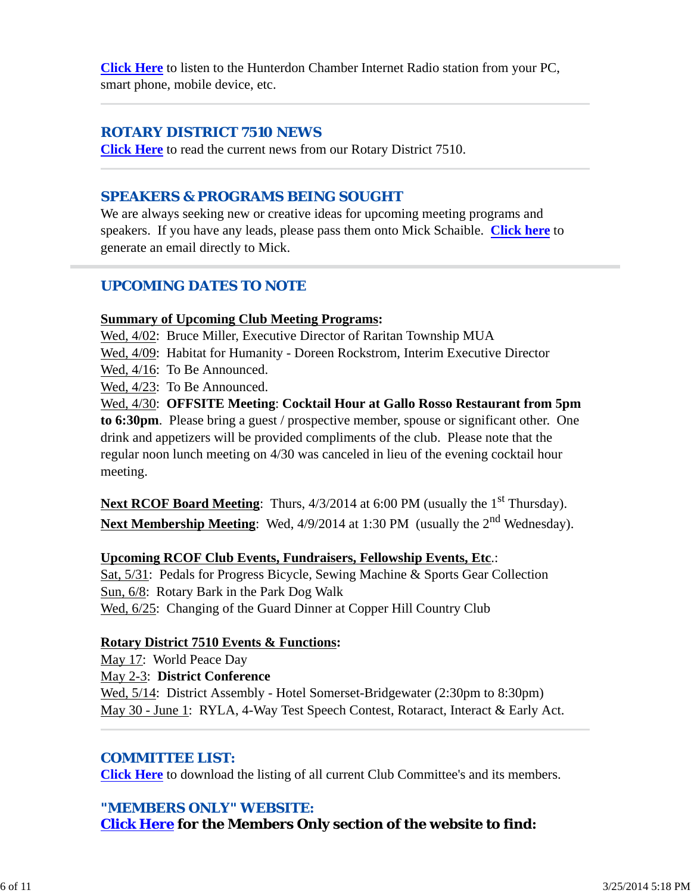Click Here to listen to the Hunterdon Chamber Internet Radio station from your PC, smart phone, mobile device, etc.

---

## ROTARY DISTRICT 7510 NEWS

Click Here to read the current news from our Rotary District 7510.

---

## SPEAKERS & PROGRAMS BEING SOUGHT

We are always seeking new or creative ideas for upcoming meeting programs and speakers. If you have any leads, please pass them onto Mick Schaible. **Click here** to generate an email directly to Mick.

---

## UPCOMING DATES TO NOTE

**Summary of Upcoming Club Meeting Programs:**

Wed, 4/02: Bruce Miller, Executive Director of Raritan Township MUA
Wed, 4/09: Habitat for Humanity - Doreen Rockstrom, Interim Executive Director
Wed, 4/16: To Be Announced.
Wed, 4/23: To Be Announced.
Wed, 4/30: **OFFSITE Meeting**: **Cocktail Hour at Gallo Rosso Restaurant from 5pm to 6:30pm**. Please bring a guest / prospective member, spouse or significant other. One drink and appetizers will be provided compliments of the club. Please note that the regular noon lunch meeting on 4/30 was canceled in lieu of the evening cocktail hour meeting.

**Next RCOF Board Meeting**: Thurs, 4/3/2014 at 6:00 PM (usually the 1st Thursday).
**Next Membership Meeting**: Wed, 4/9/2014 at 1:30 PM (usually the 2nd Wednesday).

**Upcoming RCOF Club Events, Fundraisers, Fellowship Events, Etc.**:

Sat, 5/31: Pedals for Progress Bicycle, Sewing Machine & Sports Gear Collection
Sun, 6/8: Rotary Bark in the Park Dog Walk
Wed, 6/25: Changing of the Guard Dinner at Copper Hill Country Club

**Rotary District 7510 Events & Functions:**

May 17: World Peace Day
May 2-3: **District Conference**
Wed, 5/14: District Assembly - Hotel Somerset-Bridgewater (2:30pm to 8:30pm)
May 30 - June 1: RYLA, 4-Way Test Speech Contest, Rotaract, Interact & Early Act.

---

## COMMITTEE LIST:

Click Here to download the listing of all current Club Committee's and its members.

## "MEMBERS ONLY" WEBSITE:

**Click Here for the Members Only section of the website to find:**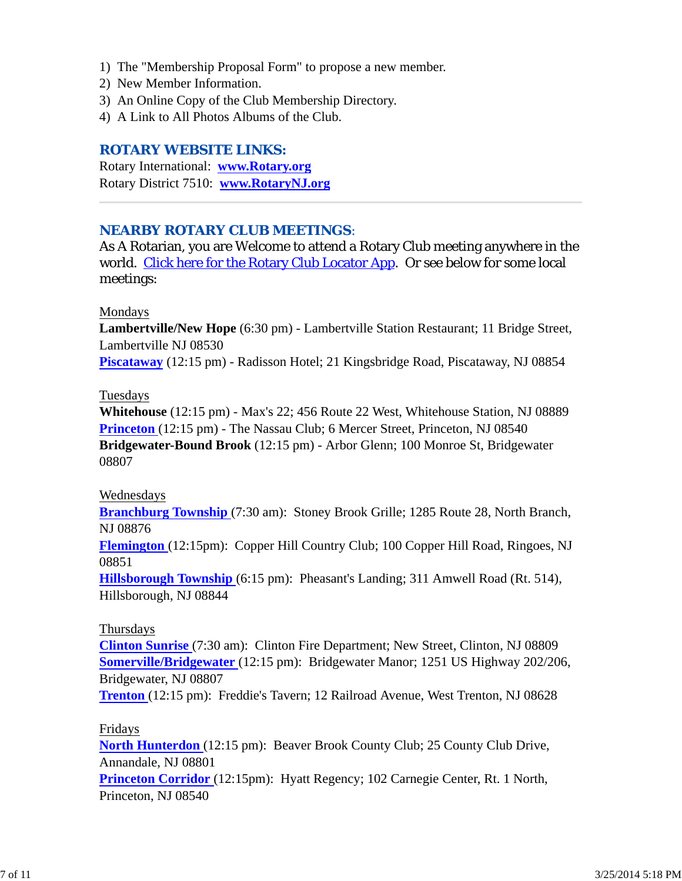1) The "Membership Proposal Form" to propose a new member.
2) New Member Information.
3) An Online Copy of the Club Membership Directory.
4) A Link to All Photos Albums of the Club.

## ROTARY WEBSITE LINKS:

Rotary International: **www.Rotary.org**
Rotary District 7510: **www.RotaryNJ.org**

---

## NEARBY ROTARY CLUB MEETINGS:

As A Rotarian, you are Welcome to attend a Rotary Club meeting anywhere in the world. Click here for the Rotary Club Locator App. Or see below for some local meetings:

Mondays
**Lambertville/New Hope** (6:30 pm) - Lambertville Station Restaurant; 11 Bridge Street, Lambertville NJ 08530
**Piscataway** (12:15 pm) - Radisson Hotel; 21 Kingsbridge Road, Piscataway, NJ 08854

Tuesdays
**Whitehouse** (12:15 pm) - Max's 22; 456 Route 22 West, Whitehouse Station, NJ 08889
**Princeton** (12:15 pm) - The Nassau Club; 6 Mercer Street, Princeton, NJ 08540
**Bridgewater-Bound Brook** (12:15 pm) - Arbor Glenn; 100 Monroe St, Bridgewater 08807

Wednesdays
**Branchburg Township** (7:30 am): Stoney Brook Grille; 1285 Route 28, North Branch, NJ 08876
**Flemington** (12:15pm): Copper Hill Country Club; 100 Copper Hill Road, Ringoes, NJ 08851
**Hillsborough Township** (6:15 pm): Pheasant's Landing; 311 Amwell Road (Rt. 514), Hillsborough, NJ 08844

Thursdays
**Clinton Sunrise** (7:30 am): Clinton Fire Department; New Street, Clinton, NJ 08809
**Somerville/Bridgewater** (12:15 pm): Bridgewater Manor; 1251 US Highway 202/206, Bridgewater, NJ 08807
**Trenton** (12:15 pm): Freddie's Tavern; 12 Railroad Avenue, West Trenton, NJ 08628

Fridays
**North Hunterdon** (12:15 pm): Beaver Brook County Club; 25 County Club Drive, Annandale, NJ 08801
**Princeton Corridor** (12:15pm): Hyatt Regency; 102 Carnegie Center, Rt. 1 North, Princeton, NJ 08540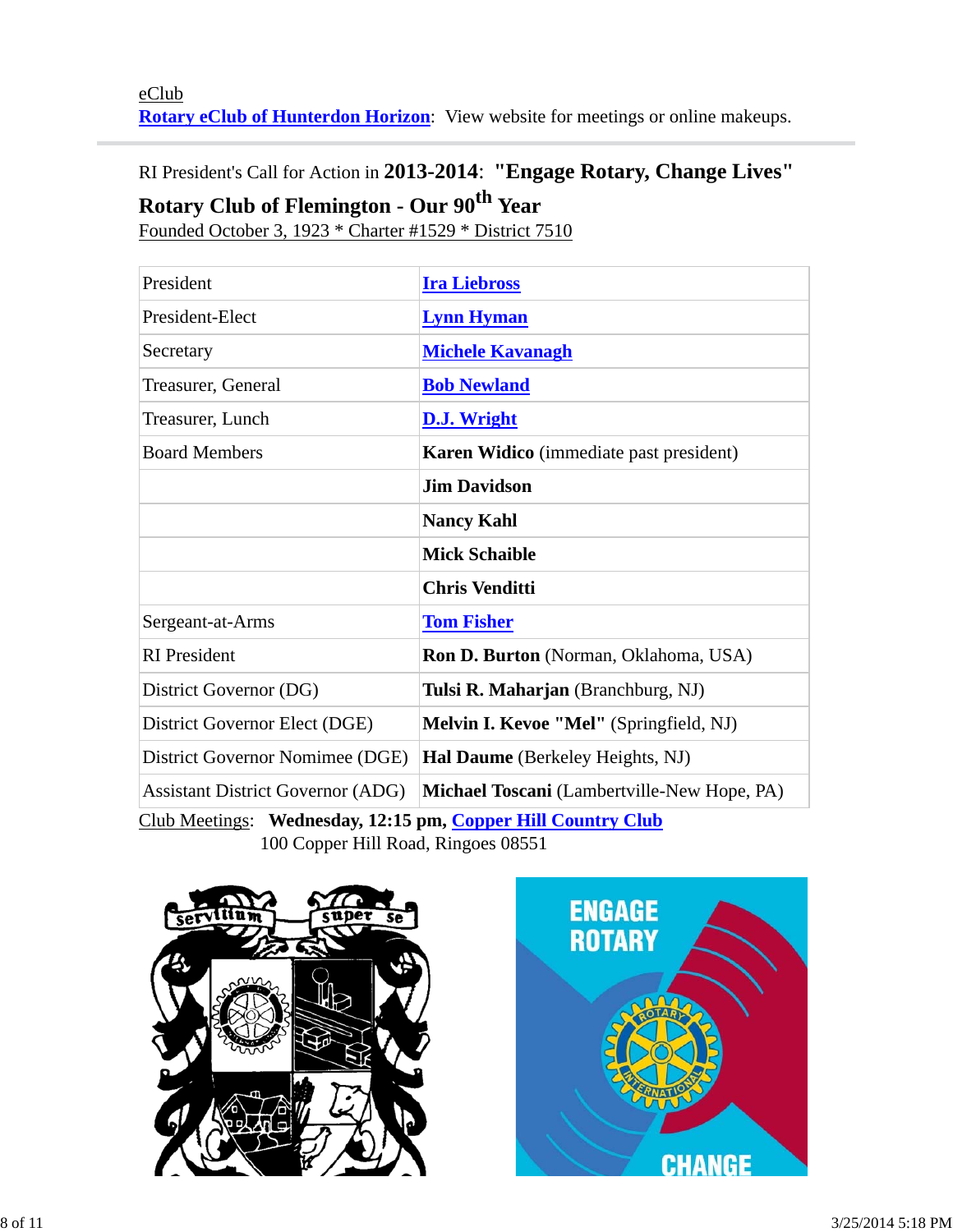eClub
**Rotary eClub of Hunterdon Horizon**: View website for meetings or online makeups.

---

RI President's Call for Action in **2013-2014**: **"Engage Rotary, Change Lives"**

**Rotary Club of Flemington - Our 90th Year**

Founded October 3, 1923 * Charter #1529 * District 7510

| | |
|---|---|
| President | **Ira Liebross** |
| President-Elect | **Lynn Hyman** |
| Secretary | **Michele Kavanagh** |
| Treasurer, General | **Bob Newland** |
| Treasurer, Lunch | **D.J. Wright** |
| Board Members | **Karen Widico** (immediate past president) |
| | **Jim Davidson** |
| | **Nancy Kahl** |
| | **Mick Schaible** |
| | **Chris Venditti** |
| Sergeant-at-Arms | **Tom Fisher** |
| RI President | **Ron D. Burton** (Norman, Oklahoma, USA) |
| District Governor (DG) | **Tulsi R. Maharjan** (Branchburg, NJ) |
| District Governor Elect (DGE) | **Melvin I. Kevoe "Mel"** (Springfield, NJ) |
| District Governor Nomimee (DGE) | **Hal Daume** (Berkeley Heights, NJ) |
| Assistant District Governor (ADG) | **Michael Toscani** (Lambertville-New Hope, PA) |

Club Meetings: **Wednesday, 12:15 pm, Copper Hill Country Club**
100 Copper Hill Road, Ringoes 08551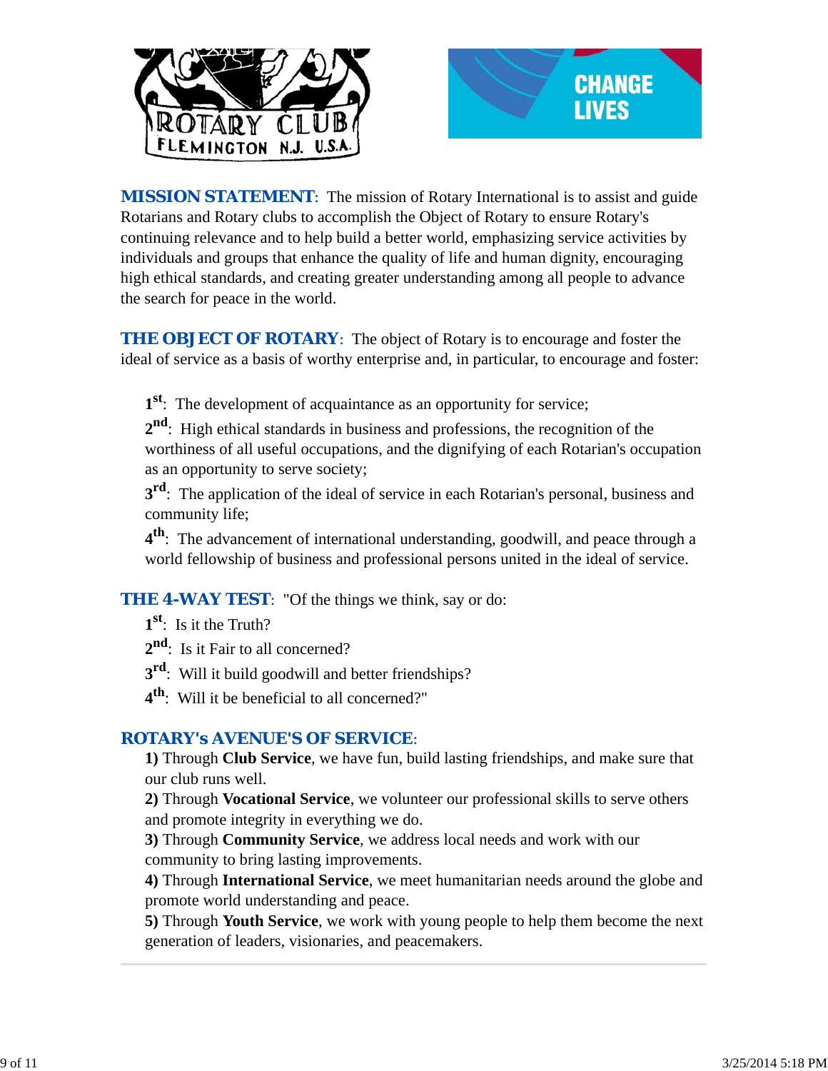**MISSION STATEMENT**: The mission of Rotary International is to assist and guide Rotarians and Rotary clubs to accomplish the Object of Rotary to ensure Rotary's continuing relevance and to help build a better world, emphasizing service activities by individuals and groups that enhance the quality of life and human dignity, encouraging high ethical standards, and creating greater understanding among all people to advance the search for peace in the world.

**THE OBJECT OF ROTARY**: The object of Rotary is to encourage and foster the ideal of service as a basis of worthy enterprise and, in particular, to encourage and foster:

**1st**: The development of acquaintance as an opportunity for service;

**2nd**: High ethical standards in business and professions, the recognition of the worthiness of all useful occupations, and the dignifying of each Rotarian's occupation as an opportunity to serve society;

**3rd**: The application of the ideal of service in each Rotarian's personal, business and community life;

**4th**: The advancement of international understanding, goodwill, and peace through a world fellowship of business and professional persons united in the ideal of service.

**THE 4-WAY TEST**: "Of the things we think, say or do:

**1st**: Is it the Truth?

**2nd**: Is it Fair to all concerned?

**3rd**: Will it build goodwill and better friendships?

**4th**: Will it be beneficial to all concerned?"

**ROTARY's AVENUE'S OF SERVICE**:

**1)** Through **Club Service**, we have fun, build lasting friendships, and make sure that our club runs well.

**2)** Through **Vocational Service**, we volunteer our professional skills to serve others and promote integrity in everything we do.

**3)** Through **Community Service**, we address local needs and work with our community to bring lasting improvements.

**4)** Through **International Service**, we meet humanitarian needs around the globe and promote world understanding and peace.

**5)** Through **Youth Service**, we work with young people to help them become the next generation of leaders, visionaries, and peacemakers.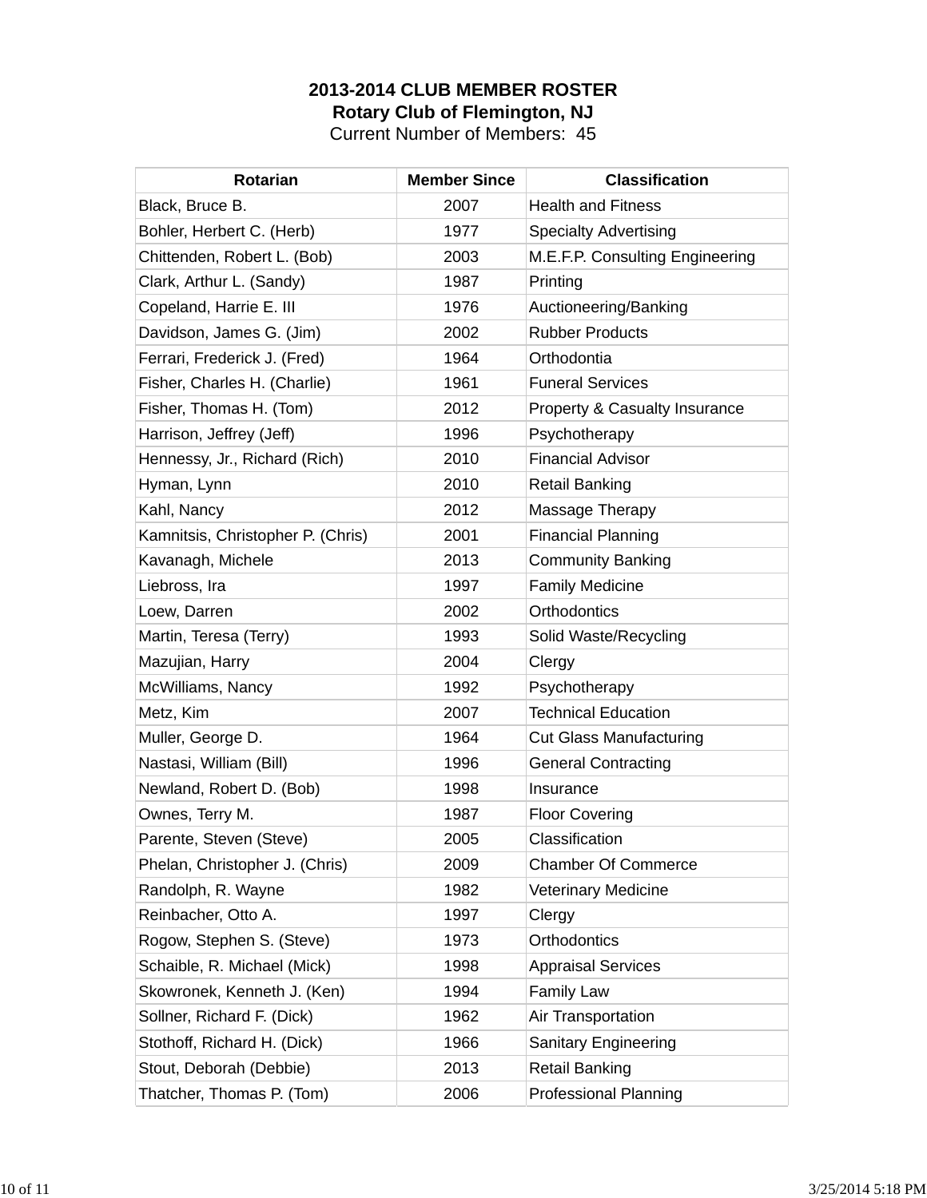**2013-2014 CLUB MEMBER ROSTER**
**Rotary Club of Flemington, NJ**
Current Number of Members: 45

| Rotarian | Member Since | Classification |
|---|---|---|
| Black, Bruce B. | 2007 | Health and Fitness |
| Bohler, Herbert C. (Herb) | 1977 | Specialty Advertising |
| Chittenden, Robert L. (Bob) | 2003 | M.E.F.P. Consulting Engineering |
| Clark, Arthur L. (Sandy) | 1987 | Printing |
| Copeland, Harrie E. III | 1976 | Auctioneering/Banking |
| Davidson, James G. (Jim) | 2002 | Rubber Products |
| Ferrari, Frederick J. (Fred) | 1964 | Orthodontia |
| Fisher, Charles H. (Charlie) | 1961 | Funeral Services |
| Fisher, Thomas H. (Tom) | 2012 | Property & Casualty Insurance |
| Harrison, Jeffrey (Jeff) | 1996 | Psychotherapy |
| Hennessy, Jr., Richard (Rich) | 2010 | Financial Advisor |
| Hyman, Lynn | 2010 | Retail Banking |
| Kahl, Nancy | 2012 | Massage Therapy |
| Kamnitsis, Christopher P. (Chris) | 2001 | Financial Planning |
| Kavanagh, Michele | 2013 | Community Banking |
| Liebross, Ira | 1997 | Family Medicine |
| Loew, Darren | 2002 | Orthodontics |
| Martin, Teresa (Terry) | 1993 | Solid Waste/Recycling |
| Mazujian, Harry | 2004 | Clergy |
| McWilliams, Nancy | 1992 | Psychotherapy |
| Metz, Kim | 2007 | Technical Education |
| Muller, George D. | 1964 | Cut Glass Manufacturing |
| Nastasi, William (Bill) | 1996 | General Contracting |
| Newland, Robert D. (Bob) | 1998 | Insurance |
| Ownes, Terry M. | 1987 | Floor Covering |
| Parente, Steven (Steve) | 2005 | Classification |
| Phelan, Christopher J. (Chris) | 2009 | Chamber Of Commerce |
| Randolph, R. Wayne | 1982 | Veterinary Medicine |
| Reinbacher, Otto A. | 1997 | Clergy |
| Rogow, Stephen S. (Steve) | 1973 | Orthodontics |
| Schaible, R. Michael (Mick) | 1998 | Appraisal Services |
| Skowronek, Kenneth J. (Ken) | 1994 | Family Law |
| Sollner, Richard F. (Dick) | 1962 | Air Transportation |
| Stothoff, Richard H. (Dick) | 1966 | Sanitary Engineering |
| Stout, Deborah (Debbie) | 2013 | Retail Banking |
| Thatcher, Thomas P. (Tom) | 2006 | Professional Planning |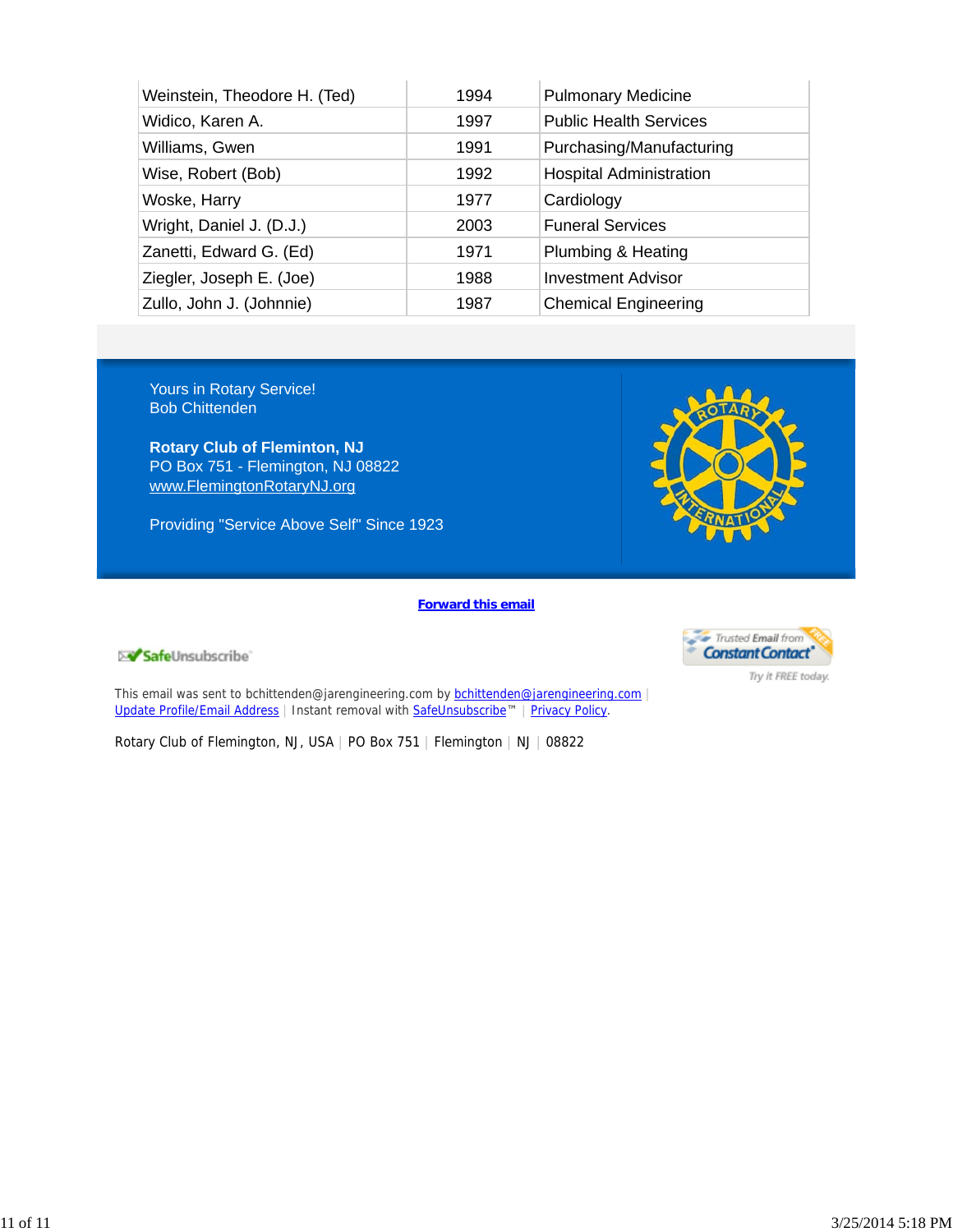| | | |
|---|---|---|
| Weinstein, Theodore H. (Ted) | 1994 | Pulmonary Medicine |
| Widico, Karen A. | 1997 | Public Health Services |
| Williams, Gwen | 1991 | Purchasing/Manufacturing |
| Wise, Robert (Bob) | 1992 | Hospital Administration |
| Woske, Harry | 1977 | Cardiology |
| Wright, Daniel J. (D.J.) | 2003 | Funeral Services |
| Zanetti, Edward G. (Ed) | 1971 | Plumbing & Heating |
| Ziegler, Joseph E. (Joe) | 1988 | Investment Advisor |
| Zullo, John J. (Johnnie) | 1987 | Chemical Engineering |

Yours in Rotary Service!
Bob Chittenden

**Rotary Club of Fleminton, NJ**
PO Box 751 - Flemington, NJ 08822
www.FlemingtonRotaryNJ.org

Providing "Service Above Self" Since 1923

**Forward this email**

SafeUnsubscribe

Trusted Email from Constant Contact
Try it FREE today.

This email was sent to bchittenden@jarengineering.com by bchittenden@jarengineering.com | Update Profile/Email Address | Instant removal with SafeUnsubscribe™ | Privacy Policy.

Rotary Club of Flemington, NJ, USA | PO Box 751 | Flemington | NJ | 08822